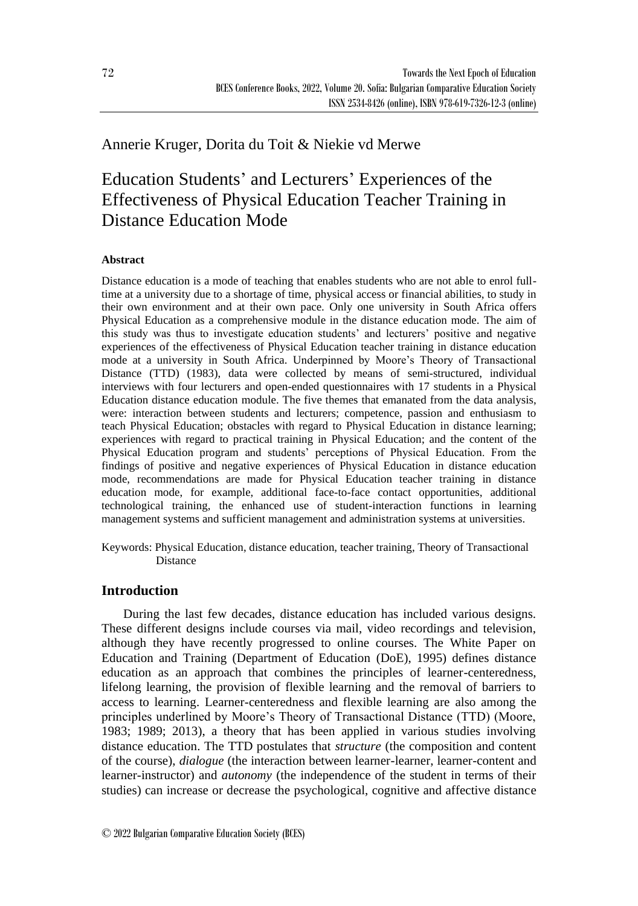Annerie Kruger, Dorita du Toit & Niekie vd Merwe

# Education Students' and Lecturers' Experiences of the Effectiveness of Physical Education Teacher Training in Distance Education Mode

### Abstract

Distance education is a mode of teaching that enables students who are not able to enrol full-time at a university due to a shortage of time, physical access or financial abilities, to study in their own environment and at their own pace. Only one university in South Africa offers Physical Education as a comprehensive module in the distance education mode. The aim of this study was thus to investigate education students' and lecturers' positive and negative experiences of the effectiveness of Physical Education teacher training in distance education mode at a university in South Africa. Underpinned by Moore's Theory of Transactional Distance (TTD) (1983), data were collected by means of semi-structured, individual interviews with four lecturers and open-ended questionnaires with 17 students in a Physical Education distance education module. The five themes that emanated from the data analysis, were: interaction between students and lecturers; competence, passion and enthusiasm to teach Physical Education; obstacles with regard to Physical Education in distance learning; experiences with regard to practical training in Physical Education; and the content of the Physical Education program and students' perceptions of Physical Education. From the findings of positive and negative experiences of Physical Education in distance education mode, recommendations are made for Physical Education teacher training in distance education mode, for example, additional face-to-face contact opportunities, additional technological training, the enhanced use of student-interaction functions in learning management systems and sufficient management and administration systems at universities.

Keywords: Physical Education, distance education, teacher training, Theory of Transactional Distance

## Introduction

During the last few decades, distance education has included various designs. These different designs include courses via mail, video recordings and television, although they have recently progressed to online courses. The White Paper on Education and Training (Department of Education (DoE), 1995) defines distance education as an approach that combines the principles of learner-centeredness, lifelong learning, the provision of flexible learning and the removal of barriers to access to learning. Learner-centeredness and flexible learning are also among the principles underlined by Moore's Theory of Transactional Distance (TTD) (Moore, 1983; 1989; 2013), a theory that has been applied in various studies involving distance education. The TTD postulates that *structure* (the composition and content of the course), *dialogue* (the interaction between learner-learner, learner-content and learner-instructor) and *autonomy* (the independence of the student in terms of their studies) can increase or decrease the psychological, cognitive and affective distance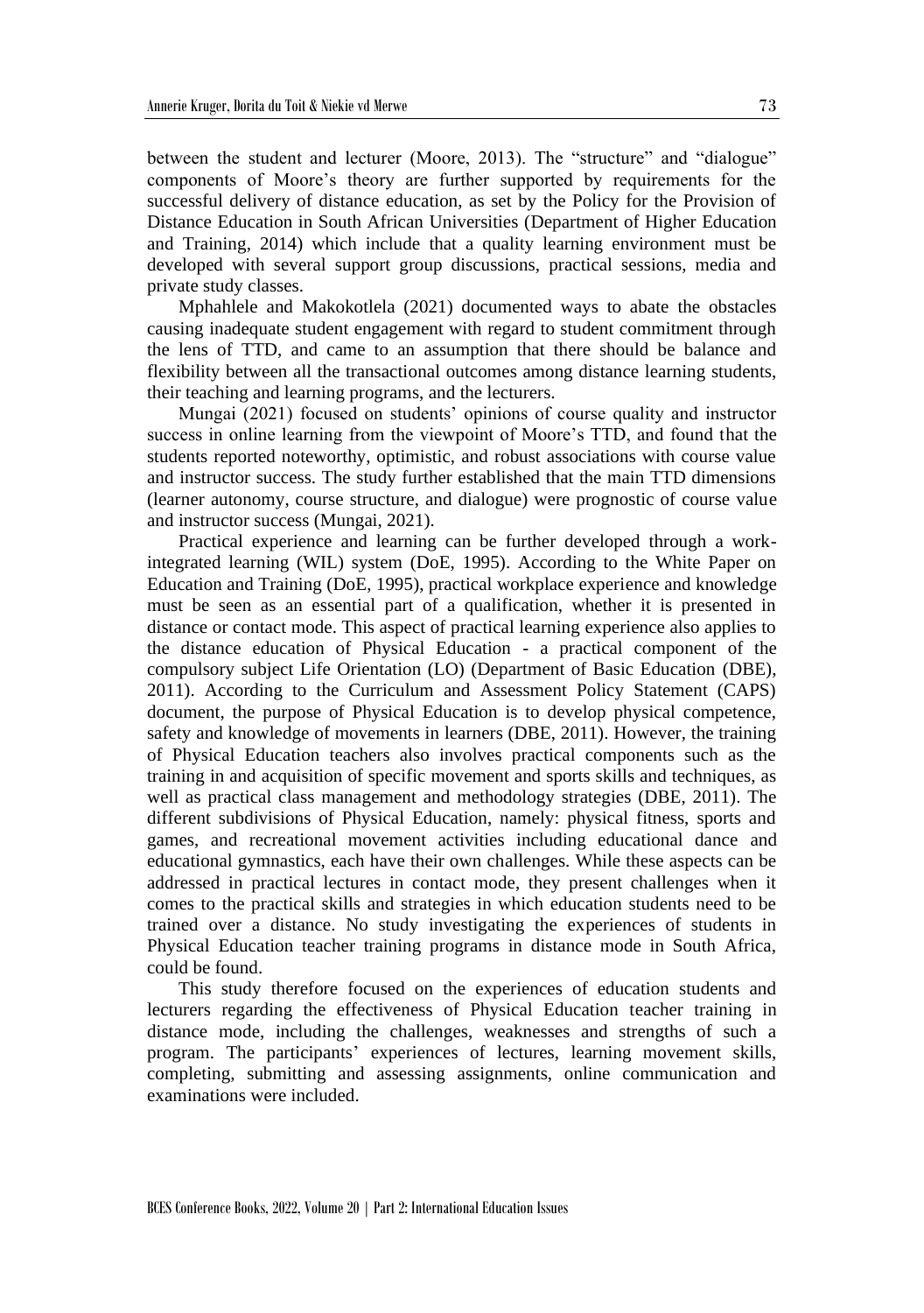between the student and lecturer (Moore, 2013). The "structure" and "dialogue" components of Moore's theory are further supported by requirements for the successful delivery of distance education, as set by the Policy for the Provision of Distance Education in South African Universities (Department of Higher Education and Training, 2014) which include that a quality learning environment must be developed with several support group discussions, practical sessions, media and private study classes.

Mphahlele and Makokotlela (2021) documented ways to abate the obstacles causing inadequate student engagement with regard to student commitment through the lens of TTD, and came to an assumption that there should be balance and flexibility between all the transactional outcomes among distance learning students, their teaching and learning programs, and the lecturers.

Mungai (2021) focused on students' opinions of course quality and instructor success in online learning from the viewpoint of Moore's TTD, and found that the students reported noteworthy, optimistic, and robust associations with course value and instructor success. The study further established that the main TTD dimensions (learner autonomy, course structure, and dialogue) were prognostic of course value and instructor success (Mungai, 2021).

Practical experience and learning can be further developed through a work-integrated learning (WIL) system (DoE, 1995). According to the White Paper on Education and Training (DoE, 1995), practical workplace experience and knowledge must be seen as an essential part of a qualification, whether it is presented in distance or contact mode. This aspect of practical learning experience also applies to the distance education of Physical Education - a practical component of the compulsory subject Life Orientation (LO) (Department of Basic Education (DBE), 2011). According to the Curriculum and Assessment Policy Statement (CAPS) document, the purpose of Physical Education is to develop physical competence, safety and knowledge of movements in learners (DBE, 2011). However, the training of Physical Education teachers also involves practical components such as the training in and acquisition of specific movement and sports skills and techniques, as well as practical class management and methodology strategies (DBE, 2011). The different subdivisions of Physical Education, namely: physical fitness, sports and games, and recreational movement activities including educational dance and educational gymnastics, each have their own challenges. While these aspects can be addressed in practical lectures in contact mode, they present challenges when it comes to the practical skills and strategies in which education students need to be trained over a distance. No study investigating the experiences of students in Physical Education teacher training programs in distance mode in South Africa, could be found.

This study therefore focused on the experiences of education students and lecturers regarding the effectiveness of Physical Education teacher training in distance mode, including the challenges, weaknesses and strengths of such a program. The participants' experiences of lectures, learning movement skills, completing, submitting and assessing assignments, online communication and examinations were included.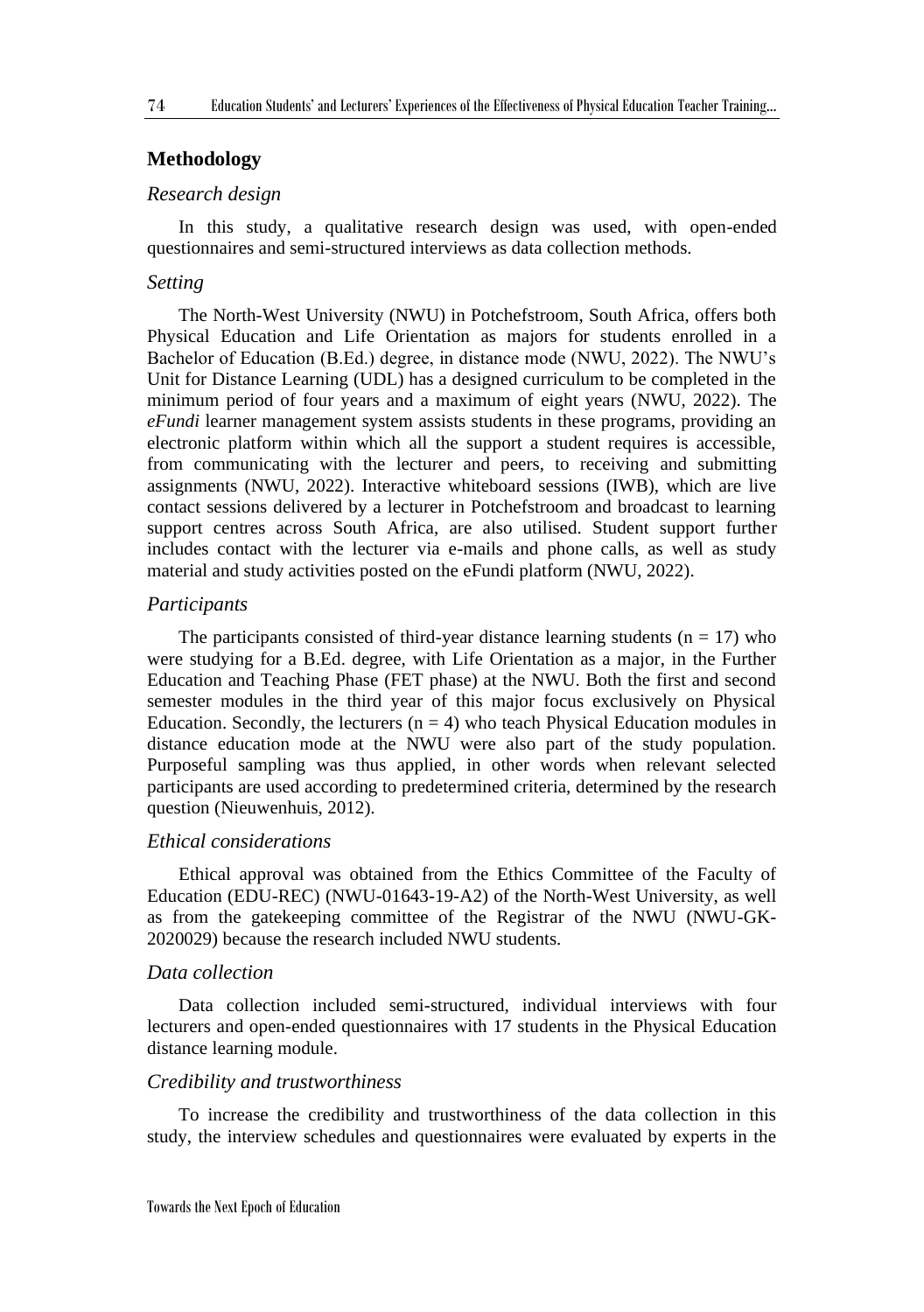## Methodology

### *Research design*

In this study, a qualitative research design was used, with open-ended questionnaires and semi-structured interviews as data collection methods.

### *Setting*

The North-West University (NWU) in Potchefstroom, South Africa, offers both Physical Education and Life Orientation as majors for students enrolled in a Bachelor of Education (B.Ed.) degree, in distance mode (NWU, 2022). The NWU's Unit for Distance Learning (UDL) has a designed curriculum to be completed in the minimum period of four years and a maximum of eight years (NWU, 2022). The *eFundi* learner management system assists students in these programs, providing an electronic platform within which all the support a student requires is accessible, from communicating with the lecturer and peers, to receiving and submitting assignments (NWU, 2022). Interactive whiteboard sessions (IWB), which are live contact sessions delivered by a lecturer in Potchefstroom and broadcast to learning support centres across South Africa, are also utilised. Student support further includes contact with the lecturer via e-mails and phone calls, as well as study material and study activities posted on the eFundi platform (NWU, 2022).

### *Participants*

The participants consisted of third-year distance learning students ($n = 17$) who were studying for a B.Ed. degree, with Life Orientation as a major, in the Further Education and Teaching Phase (FET phase) at the NWU. Both the first and second semester modules in the third year of this major focus exclusively on Physical Education. Secondly, the lecturers ($n = 4$) who teach Physical Education modules in distance education mode at the NWU were also part of the study population. Purposeful sampling was thus applied, in other words when relevant selected participants are used according to predetermined criteria, determined by the research question (Nieuwenhuis, 2012).

### *Ethical considerations*

Ethical approval was obtained from the Ethics Committee of the Faculty of Education (EDU-REC) (NWU-01643-19-A2) of the North-West University, as well as from the gatekeeping committee of the Registrar of the NWU (NWU-GK-2020029) because the research included NWU students.

### *Data collection*

Data collection included semi-structured, individual interviews with four lecturers and open-ended questionnaires with 17 students in the Physical Education distance learning module.

### *Credibility and trustworthiness*

To increase the credibility and trustworthiness of the data collection in this study, the interview schedules and questionnaires were evaluated by experts in the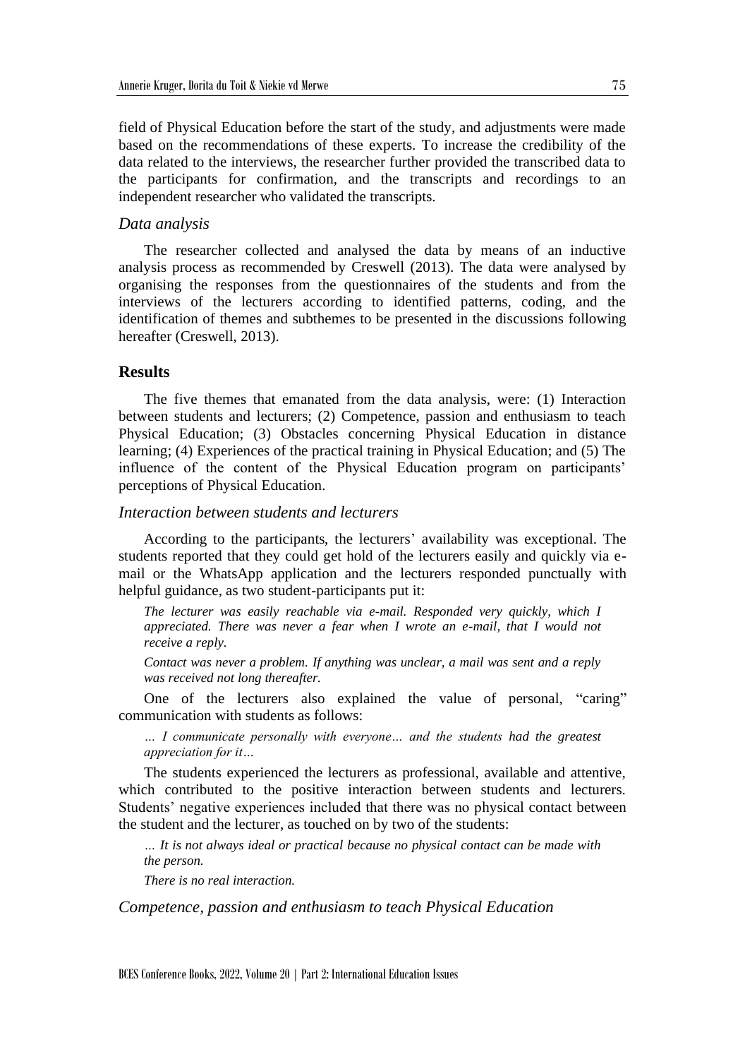field of Physical Education before the start of the study, and adjustments were made based on the recommendations of these experts. To increase the credibility of the data related to the interviews, the researcher further provided the transcribed data to the participants for confirmation, and the transcripts and recordings to an independent researcher who validated the transcripts.

### *Data analysis*

The researcher collected and analysed the data by means of an inductive analysis process as recommended by Creswell (2013). The data were analysed by organising the responses from the questionnaires of the students and from the interviews of the lecturers according to identified patterns, coding, and the identification of themes and subthemes to be presented in the discussions following hereafter (Creswell, 2013).

## Results

The five themes that emanated from the data analysis, were: (1) Interaction between students and lecturers; (2) Competence, passion and enthusiasm to teach Physical Education; (3) Obstacles concerning Physical Education in distance learning; (4) Experiences of the practical training in Physical Education; and (5) The influence of the content of the Physical Education program on participants' perceptions of Physical Education.

### *Interaction between students and lecturers*

According to the participants, the lecturers' availability was exceptional. The students reported that they could get hold of the lecturers easily and quickly via e-mail or the WhatsApp application and the lecturers responded punctually with helpful guidance, as two student-participants put it:

> *The lecturer was easily reachable via e-mail. Responded very quickly, which I appreciated. There was never a fear when I wrote an e-mail, that I would not receive a reply.*
>
> *Contact was never a problem. If anything was unclear, a mail was sent and a reply was received not long thereafter.*

One of the lecturers also explained the value of personal, "caring" communication with students as follows:

> *… I communicate personally with everyone… and the students had the greatest appreciation for it…*

The students experienced the lecturers as professional, available and attentive, which contributed to the positive interaction between students and lecturers. Students' negative experiences included that there was no physical contact between the student and the lecturer, as touched on by two of the students:

> *… It is not always ideal or practical because no physical contact can be made with the person.*
>
> *There is no real interaction.*

### *Competence, passion and enthusiasm to teach Physical Education*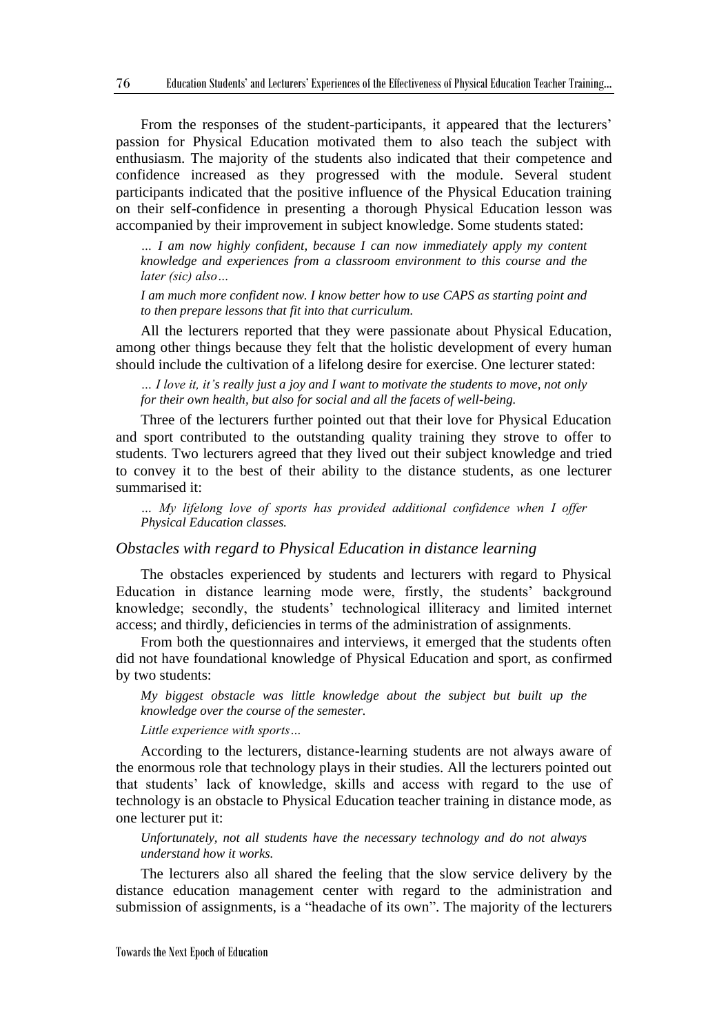From the responses of the student-participants, it appeared that the lecturers' passion for Physical Education motivated them to also teach the subject with enthusiasm. The majority of the students also indicated that their competence and confidence increased as they progressed with the module. Several student participants indicated that the positive influence of the Physical Education training on their self-confidence in presenting a thorough Physical Education lesson was accompanied by their improvement in subject knowledge. Some students stated:

> *… I am now highly confident, because I can now immediately apply my content knowledge and experiences from a classroom environment to this course and the later (sic) also…*
>
> *I am much more confident now. I know better how to use CAPS as starting point and to then prepare lessons that fit into that curriculum.*

All the lecturers reported that they were passionate about Physical Education, among other things because they felt that the holistic development of every human should include the cultivation of a lifelong desire for exercise. One lecturer stated:

> *… I love it, it's really just a joy and I want to motivate the students to move, not only for their own health, but also for social and all the facets of well-being.*

Three of the lecturers further pointed out that their love for Physical Education and sport contributed to the outstanding quality training they strove to offer to students. Two lecturers agreed that they lived out their subject knowledge and tried to convey it to the best of their ability to the distance students, as one lecturer summarised it:

> *… My lifelong love of sports has provided additional confidence when I offer Physical Education classes.*

### *Obstacles with regard to Physical Education in distance learning*

The obstacles experienced by students and lecturers with regard to Physical Education in distance learning mode were, firstly, the students' background knowledge; secondly, the students' technological illiteracy and limited internet access; and thirdly, deficiencies in terms of the administration of assignments.

From both the questionnaires and interviews, it emerged that the students often did not have foundational knowledge of Physical Education and sport, as confirmed by two students:

> *My biggest obstacle was little knowledge about the subject but built up the knowledge over the course of the semester.*
>
> *Little experience with sports…*

According to the lecturers, distance-learning students are not always aware of the enormous role that technology plays in their studies. All the lecturers pointed out that students' lack of knowledge, skills and access with regard to the use of technology is an obstacle to Physical Education teacher training in distance mode, as one lecturer put it:

> *Unfortunately, not all students have the necessary technology and do not always understand how it works.*

The lecturers also all shared the feeling that the slow service delivery by the distance education management center with regard to the administration and submission of assignments, is a "headache of its own". The majority of the lecturers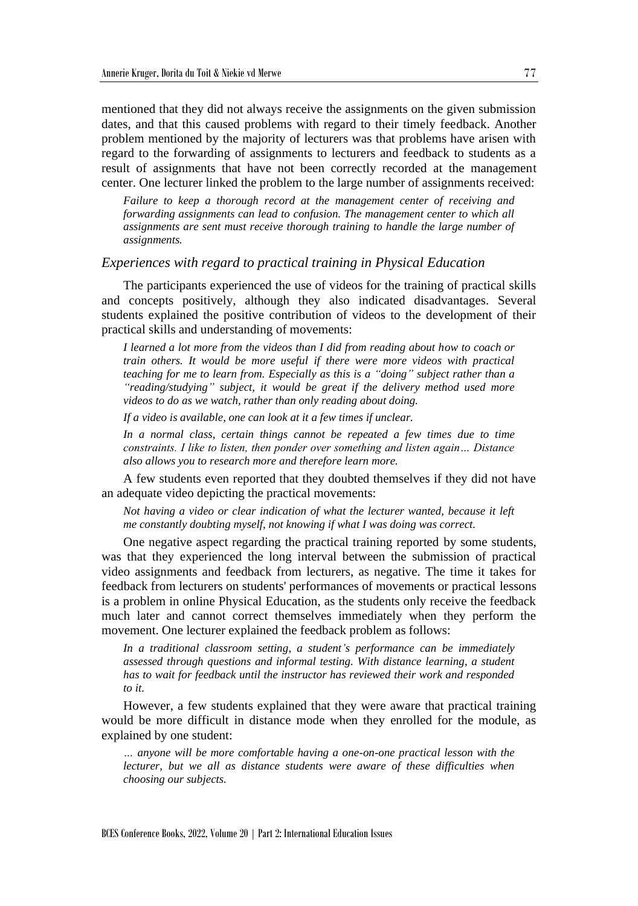mentioned that they did not always receive the assignments on the given submission dates, and that this caused problems with regard to their timely feedback. Another problem mentioned by the majority of lecturers was that problems have arisen with regard to the forwarding of assignments to lecturers and feedback to students as a result of assignments that have not been correctly recorded at the management center. One lecturer linked the problem to the large number of assignments received:

> *Failure to keep a thorough record at the management center of receiving and forwarding assignments can lead to confusion. The management center to which all assignments are sent must receive thorough training to handle the large number of assignments.*

### *Experiences with regard to practical training in Physical Education*

The participants experienced the use of videos for the training of practical skills and concepts positively, although they also indicated disadvantages. Several students explained the positive contribution of videos to the development of their practical skills and understanding of movements:

> *I learned a lot more from the videos than I did from reading about how to coach or train others. It would be more useful if there were more videos with practical teaching for me to learn from. Especially as this is a "doing" subject rather than a "reading/studying" subject, it would be great if the delivery method used more videos to do as we watch, rather than only reading about doing.*
>
> *If a video is available, one can look at it a few times if unclear.*
>
> *In a normal class, certain things cannot be repeated a few times due to time constraints. I like to listen, then ponder over something and listen again… Distance also allows you to research more and therefore learn more.*

A few students even reported that they doubted themselves if they did not have an adequate video depicting the practical movements:

> *Not having a video or clear indication of what the lecturer wanted, because it left me constantly doubting myself, not knowing if what I was doing was correct.*

One negative aspect regarding the practical training reported by some students, was that they experienced the long interval between the submission of practical video assignments and feedback from lecturers, as negative. The time it takes for feedback from lecturers on students' performances of movements or practical lessons is a problem in online Physical Education, as the students only receive the feedback much later and cannot correct themselves immediately when they perform the movement. One lecturer explained the feedback problem as follows:

> *In a traditional classroom setting, a student's performance can be immediately assessed through questions and informal testing. With distance learning, a student has to wait for feedback until the instructor has reviewed their work and responded to it.*

However, a few students explained that they were aware that practical training would be more difficult in distance mode when they enrolled for the module, as explained by one student:

> *… anyone will be more comfortable having a one-on-one practical lesson with the lecturer, but we all as distance students were aware of these difficulties when choosing our subjects.*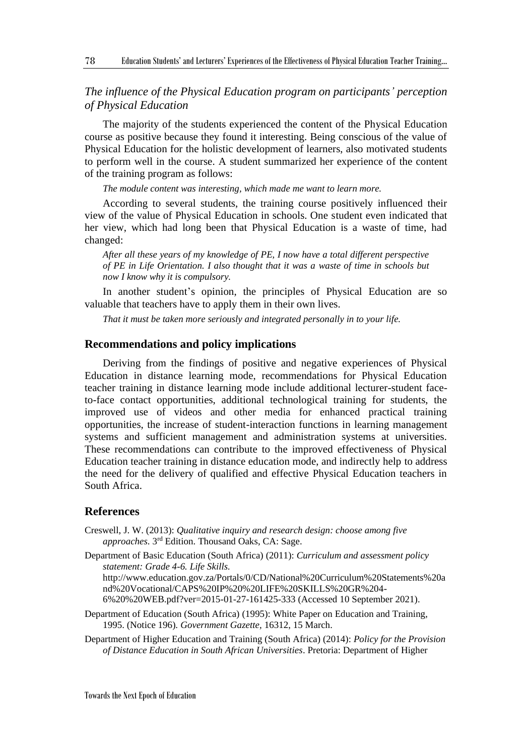### *The influence of the Physical Education program on participants' perception of Physical Education*

The majority of the students experienced the content of the Physical Education course as positive because they found it interesting. Being conscious of the value of Physical Education for the holistic development of learners, also motivated students to perform well in the course. A student summarized her experience of the content of the training program as follows:

> *The module content was interesting, which made me want to learn more.*

According to several students, the training course positively influenced their view of the value of Physical Education in schools. One student even indicated that her view, which had long been that Physical Education is a waste of time, had changed:

> *After all these years of my knowledge of PE, I now have a total different perspective of PE in Life Orientation. I also thought that it was a waste of time in schools but now I know why it is compulsory.*

In another student's opinion, the principles of Physical Education are so valuable that teachers have to apply them in their own lives.

> *That it must be taken more seriously and integrated personally in to your life.*

## Recommendations and policy implications

Deriving from the findings of positive and negative experiences of Physical Education in distance learning mode, recommendations for Physical Education teacher training in distance learning mode include additional lecturer-student face-to-face contact opportunities, additional technological training for students, the improved use of videos and other media for enhanced practical training opportunities, the increase of student-interaction functions in learning management systems and sufficient management and administration systems at universities. These recommendations can contribute to the improved effectiveness of Physical Education teacher training in distance education mode, and indirectly help to address the need for the delivery of qualified and effective Physical Education teachers in South Africa.

## References

Creswell, J. W. (2013): *Qualitative inquiry and research design: choose among five approaches*. 3rd Edition. Thousand Oaks, CA: Sage.

Department of Basic Education (South Africa) (2011): *Curriculum and assessment policy statement: Grade 4-6. Life Skills.* http://www.education.gov.za/Portals/0/CD/National%20Curriculum%20Statements%20and%20Vocational/CAPS%20IP%20%20LIFE%20SKILLS%20GR%204-6%20%20WEB.pdf?ver=2015-01-27-161425-333 (Accessed 10 September 2021).

Department of Education (South Africa) (1995): White Paper on Education and Training, 1995. (Notice 196). *Government Gazette*, 16312, 15 March.

Department of Higher Education and Training (South Africa) (2014): *Policy for the Provision of Distance Education in South African Universities*. Pretoria: Department of Higher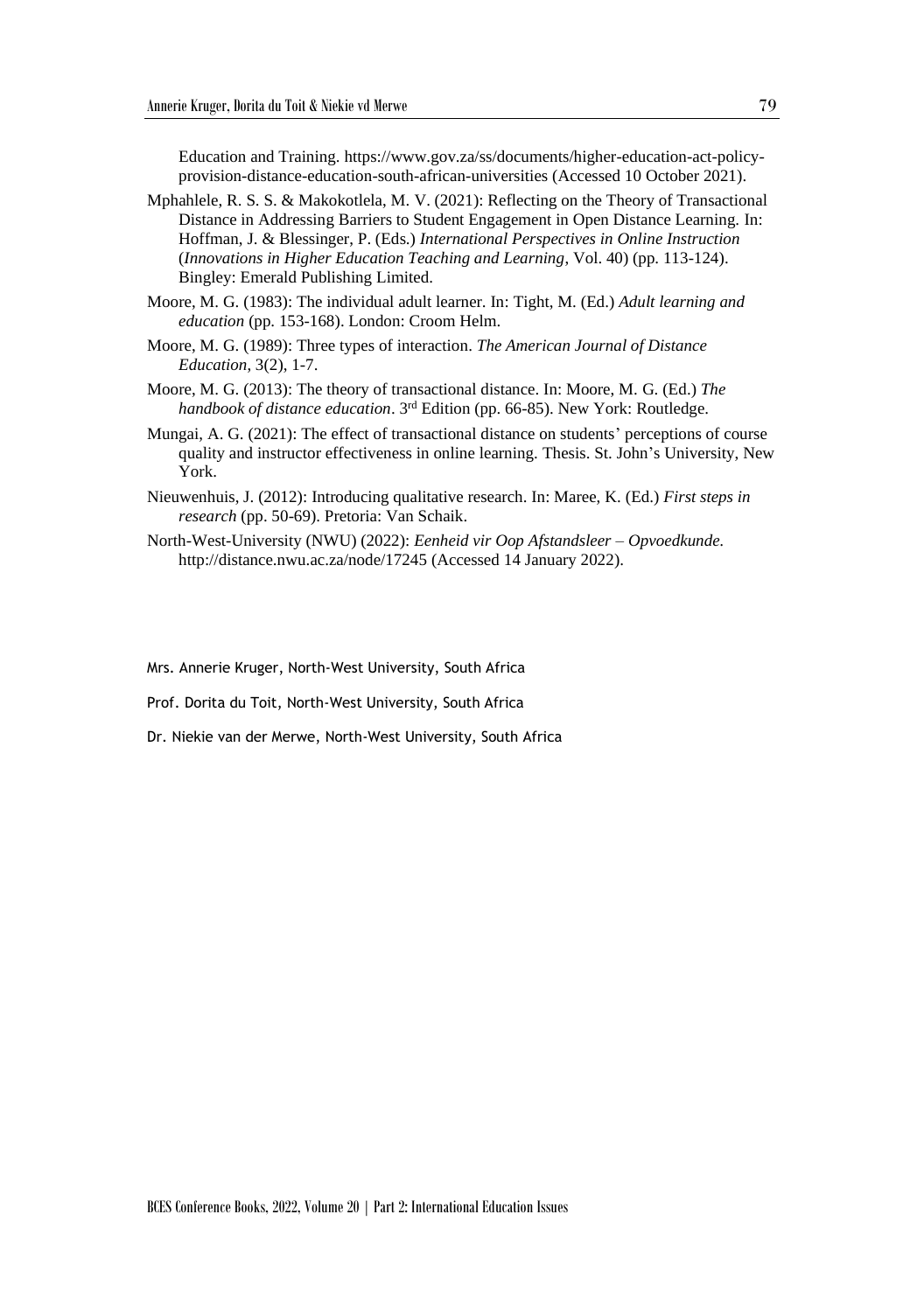Education and Training. https://www.gov.za/ss/documents/higher-education-act-policy-provision-distance-education-south-african-universities (Accessed 10 October 2021).

Mphahlele, R. S. S. & Makokotlela, M. V. (2021): Reflecting on the Theory of Transactional Distance in Addressing Barriers to Student Engagement in Open Distance Learning. In: Hoffman, J. & Blessinger, P. (Eds.) *International Perspectives in Online Instruction* (*Innovations in Higher Education Teaching and Learning*, Vol. 40) (pp. 113-124). Bingley: Emerald Publishing Limited.

Moore, M. G. (1983): The individual adult learner. In: Tight, M. (Ed.) *Adult learning and education* (pp. 153-168). London: Croom Helm.

Moore, M. G. (1989): Three types of interaction. *The American Journal of Distance Education*, 3(2), 1-7.

Moore, M. G. (2013): The theory of transactional distance. In: Moore, M. G. (Ed.) *The handbook of distance education*. 3rd Edition (pp. 66-85). New York: Routledge.

Mungai, A. G. (2021): The effect of transactional distance on students' perceptions of course quality and instructor effectiveness in online learning. Thesis. St. John's University, New York.

Nieuwenhuis, J. (2012): Introducing qualitative research. In: Maree, K. (Ed.) *First steps in research* (pp. 50-69). Pretoria: Van Schaik.

North-West-University (NWU) (2022): *Eenheid vir Oop Afstandsleer – Opvoedkunde.* http://distance.nwu.ac.za/node/17245 (Accessed 14 January 2022).

Mrs. Annerie Kruger, North-West University, South Africa

Prof. Dorita du Toit, North-West University, South Africa

Dr. Niekie van der Merwe, North-West University, South Africa